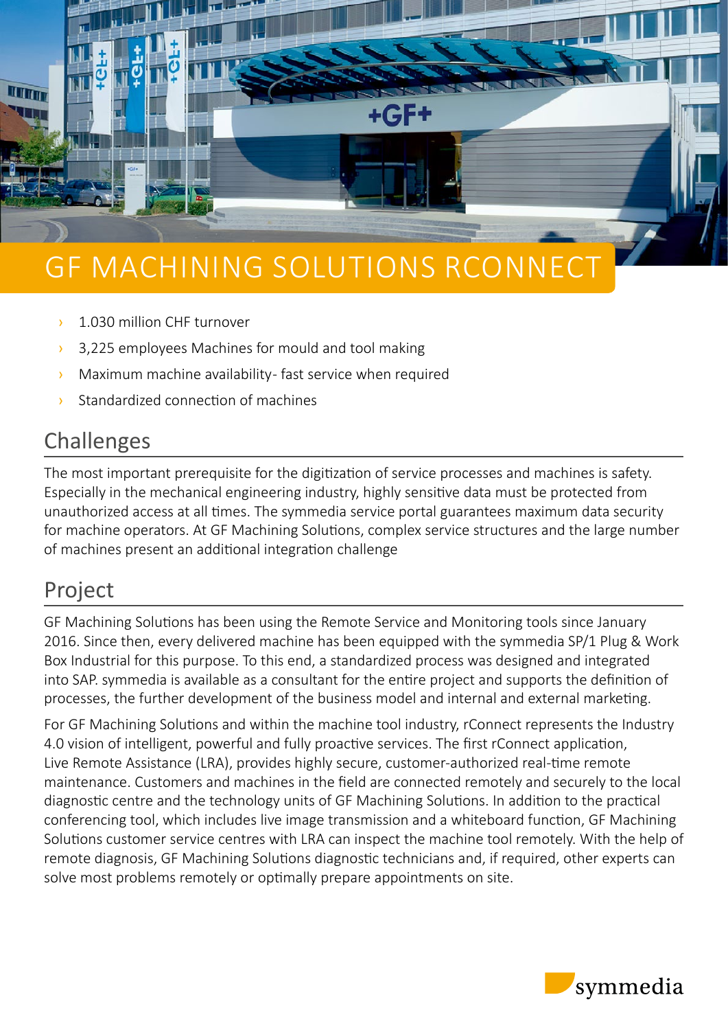# GF MACHINING SOLUTIONS RCONNECT

- 1.030 million CHF turnover
- 3,225 employees Machines for mould and tool making
- Maximum machine availability- fast service when required
- Standardized connection of machines

## Challenges

The most important prerequisite for the digitization of service processes and machines is safety. Especially in the mechanical engineering industry, highly sensitive data must be protected from unauthorized access at all times. The symmedia service portal guarantees maximum data security for machine operators. At GF Machining Solutions, complex service structures and the large number of machines present an additional integration challenge

## Project

GF Machining Solutions has been using the Remote Service and Monitoring tools since January 2016. Since then, every delivered machine has been equipped with the symmedia SP/1 Plug & Work Box Industrial for this purpose. To this end, a standardized process was designed and integrated into SAP. symmedia is available as a consultant for the entire project and supports the definition of processes, the further development of the business model and internal and external marketing.

For GF Machining Solutions and within the machine tool industry, rConnect represents the Industry 4.0 vision of intelligent, powerful and fully proactive services. The first rConnect application, Live Remote Assistance (LRA), provides highly secure, customer-authorized real-time remote maintenance. Customers and machines in the field are connected remotely and securely to the local diagnostic centre and the technology units of GF Machining Solutions. In addition to the practical conferencing tool, which includes live image transmission and a whiteboard function, GF Machining Solutions customer service centres with LRA can inspect the machine tool remotely. With the help of remote diagnosis, GF Machining Solutions diagnostic technicians and, if required, other experts can solve most problems remotely or optimally prepare appointments on site.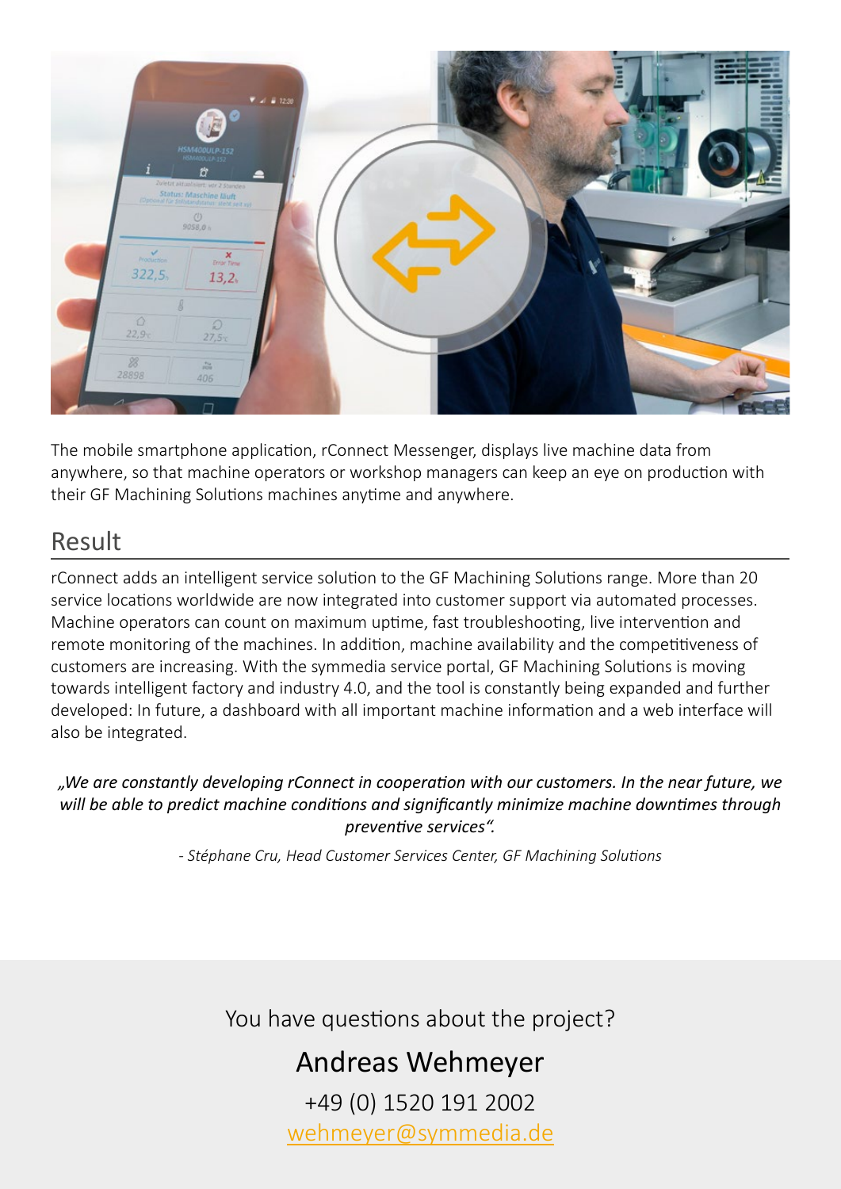The mobile smartphone application, rConnect Messenger, displays live machine data from anywhere, so that machine operators or workshop managers can keep an eye on production with their GF Machining Solutions machines anytime and anywhere.

## Result

rConnect adds an intelligent service solution to the GF Machining Solutions range. More than 20 service locations worldwide are now integrated into customer support via automated processes. Machine operators can count on maximum uptime, fast troubleshooting, live intervention and remote monitoring of the machines. In addition, machine availability and the competitiveness of customers are increasing. With the symmedia service portal, GF Machining Solutions is moving towards intelligent factory and industry 4.0, and the tool is constantly being expanded and further developed: In future, a dashboard with all important machine information and a web interface will also be integrated.

*„We are constantly developing rConnect in cooperation with our customers. In the near future, we will be able to predict machine conditions and significantly minimize machine downtimes through preventive services".*

*- Stéphane Cru, Head Customer Services Center, GF Machining Solutions*

You have questions about the project?

Andreas Wehmeyer

+49 (0) 1520 191 2002

wehmeyer@symmedia.de